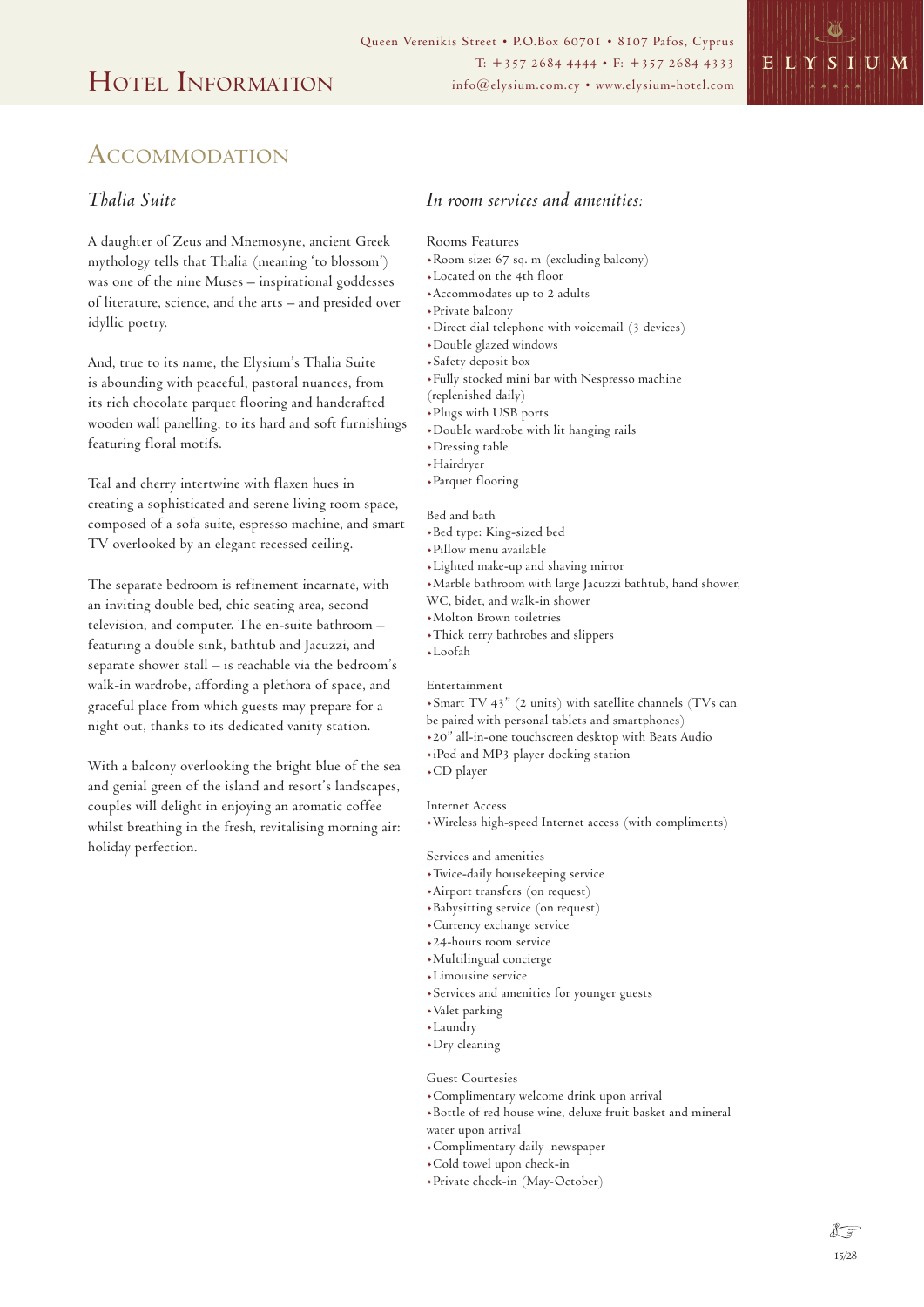# Hotel Information

Queen Verenikis Street • P.O.Box 60701 • 8107 Pafos, Cyprus
T: +357 2684 4444 • F: +357 2684 4333
info@elysium.com.cy • www.elysium-hotel.com

ELYSIUM

## Accommodation

### *Thalia Suite*

A daughter of Zeus and Mnemosyne, ancient Greek mythology tells that Thalia (meaning 'to blossom') was one of the nine Muses – inspirational goddesses of literature, science, and the arts – and presided over idyllic poetry.

And, true to its name, the Elysium's Thalia Suite is abounding with peaceful, pastoral nuances, from its rich chocolate parquet flooring and handcrafted wooden wall panelling, to its hard and soft furnishings featuring floral motifs.

Teal and cherry intertwine with flaxen hues in creating a sophisticated and serene living room space, composed of a sofa suite, espresso machine, and smart TV overlooked by an elegant recessed ceiling.

The separate bedroom is refinement incarnate, with an inviting double bed, chic seating area, second television, and computer. The en-suite bathroom – featuring a double sink, bathtub and Jacuzzi, and separate shower stall – is reachable via the bedroom's walk-in wardrobe, affording a plethora of space, and graceful place from which guests may prepare for a night out, thanks to its dedicated vanity station.

With a balcony overlooking the bright blue of the sea and genial green of the island and resort's landscapes, couples will delight in enjoying an aromatic coffee whilst breathing in the fresh, revitalising morning air: holiday perfection.

### *In room services and amenities:*

Rooms Features

- Room size: 67 sq. m (excluding balcony)
- Located on the 4th floor
- Accommodates up to 2 adults
- Private balcony
- Direct dial telephone with voicemail (3 devices)
- Double glazed windows
- Safety deposit box
- Fully stocked mini bar with Nespresso machine (replenished daily)
- Plugs with USB ports
- Double wardrobe with lit hanging rails
- Dressing table
- Hairdryer
- Parquet flooring

Bed and bath

- Bed type: King-sized bed
- Pillow menu available
- Lighted make-up and shaving mirror
- Marble bathroom with large Jacuzzi bathtub, hand shower, WC, bidet, and walk-in shower
- Molton Brown toiletries
- Thick terry bathrobes and slippers
- Loofah

Entertainment

- Smart TV 43" (2 units) with satellite channels (TVs can be paired with personal tablets and smartphones)
- 20" all-in-one touchscreen desktop with Beats Audio
- iPod and MP3 player docking station
- CD player

Internet Access

- Wireless high-speed Internet access (with compliments)

Services and amenities

- Twice-daily housekeeping service
- Airport transfers (on request)
- Babysitting service (on request)
- Currency exchange service
- 24-hours room service
- Multilingual concierge
- Limousine service
- Services and amenities for younger guests
- Valet parking
- Laundry
- Dry cleaning

Guest Courtesies

- Complimentary welcome drink upon arrival
- Bottle of red house wine, deluxe fruit basket and mineral water upon arrival
- Complimentary daily newspaper
- Cold towel upon check-in
- Private check-in (May-October)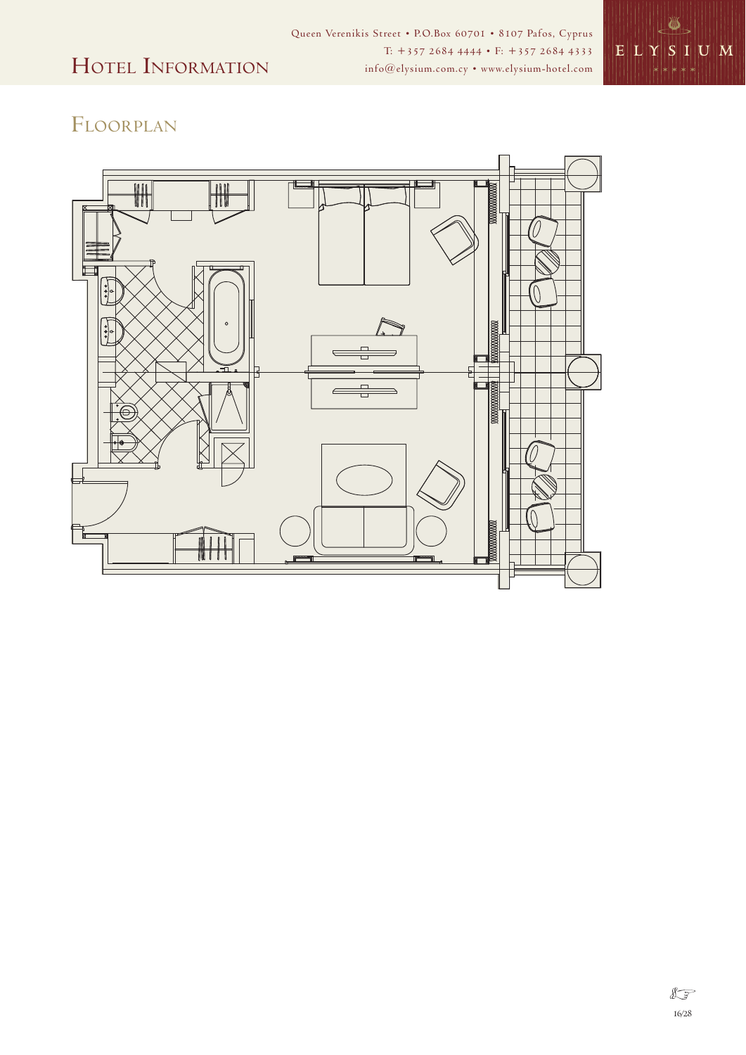# Hotel Information

Queen Verenikis Street • P.O.Box 60701 • 8107 Pafos, Cyprus
T: +357 2684 4444 • F: +357 2684 4333
info@elysium.com.cy • www.elysium-hotel.com

## Floorplan